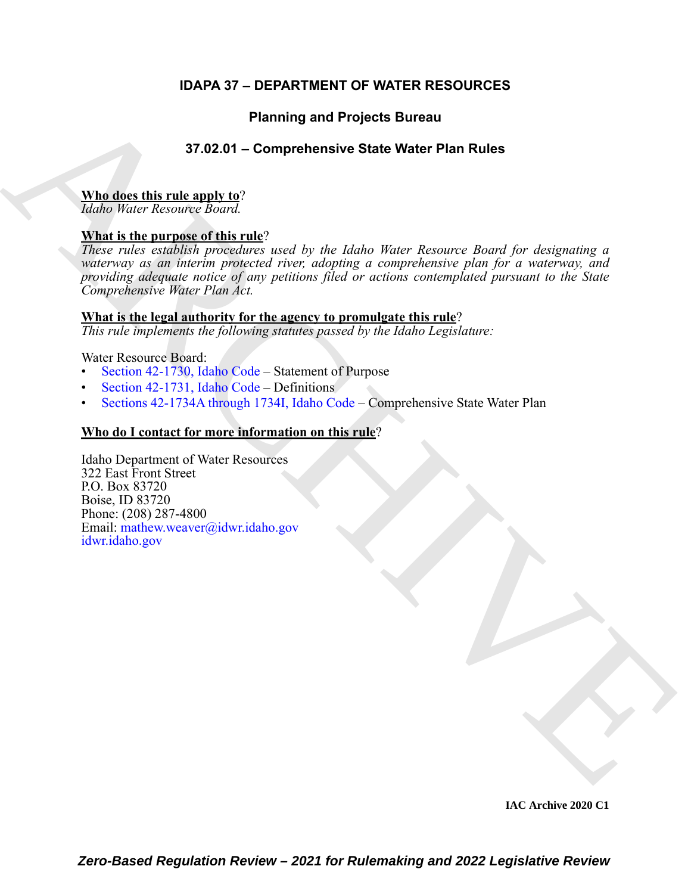# IDAPA 37 – DEPARTMENT OF WATER RESOURCES

## Planning and Projects Bureau

## 37.02.01 – Comprehensive State Water Plan Rules

**Who does this rule apply to**?
*Idaho Water Resource Board.*

**What is the purpose of this rule**?
*These rules establish procedures used by the Idaho Water Resource Board for designating a waterway as an interim protected river, adopting a comprehensive plan for a waterway, and providing adequate notice of any petitions filed or actions contemplated pursuant to the State Comprehensive Water Plan Act.*

**What is the legal authority for the agency to promulgate this rule**?
*This rule implements the following statutes passed by the Idaho Legislature:*

Water Resource Board:
- Section 42-1730, Idaho Code – Statement of Purpose
- Section 42-1731, Idaho Code – Definitions
- Sections 42-1734A through 1734I, Idaho Code – Comprehensive State Water Plan

**Who do I contact for more information on this rule**?

Idaho Department of Water Resources
322 East Front Street
P.O. Box 83720
Boise, ID 83720
Phone: (208) 287-4800
Email: mathew.weaver@idwr.idaho.gov
idwr.idaho.gov

IAC Archive 2020 C1

*Zero-Based Regulation Review – 2021 for Rulemaking and 2022 Legislative Review*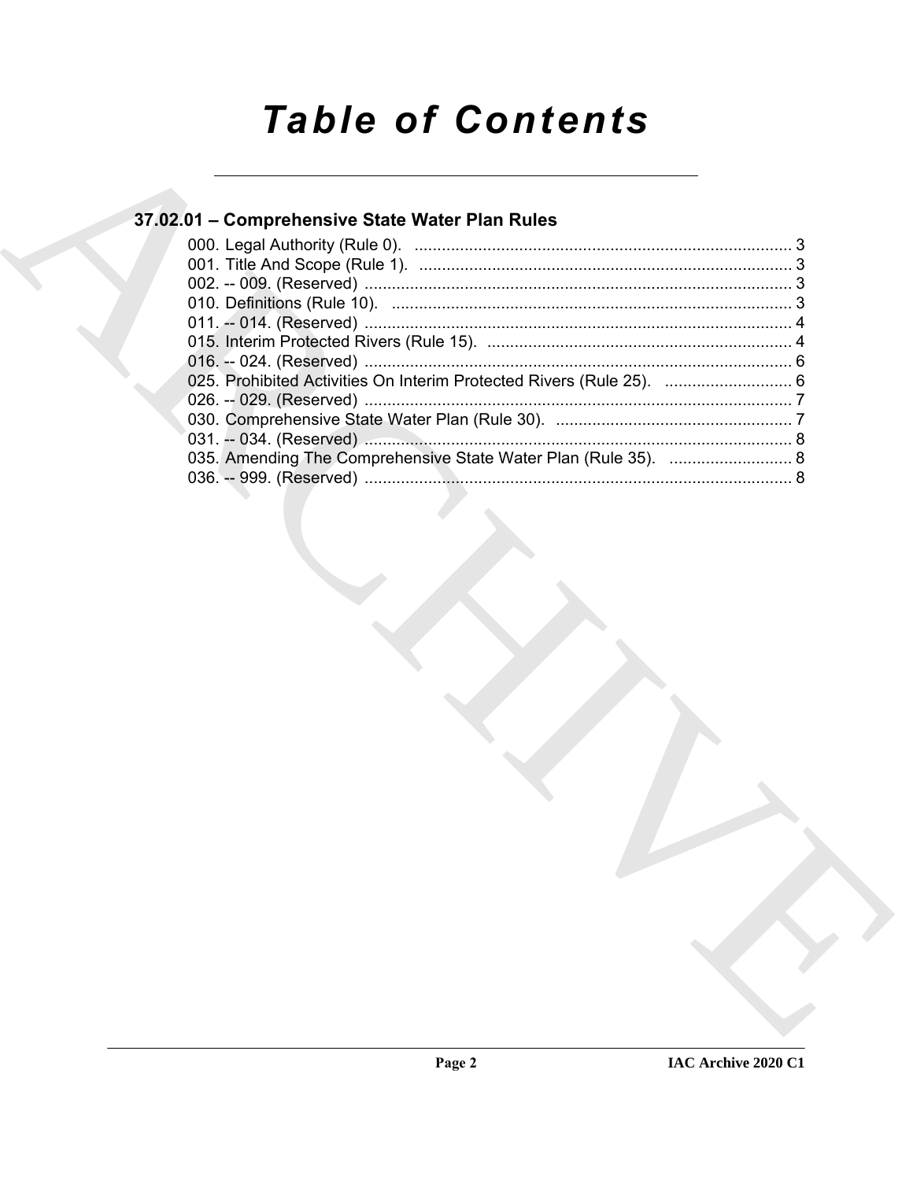# Table of Contents

## 37.02.01 – Comprehensive State Water Plan Rules

000. Legal Authority (Rule 0). .................................................................................... 3
001. Title And Scope (Rule 1). .................................................................................. 3
002. -- 009. (Reserved) .............................................................................................. 3
010. Definitions (Rule 10). ......................................................................................... 3
011. -- 014. (Reserved) .............................................................................................. 4
015. Interim Protected Rivers (Rule 15). ................................................................... 4
016. -- 024. (Reserved) .............................................................................................. 6
025. Prohibited Activities On Interim Protected Rivers (Rule 25). ............................ 6
026. -- 029. (Reserved) .............................................................................................. 7
030. Comprehensive State Water Plan (Rule 30). .................................................... 7
031. -- 034. (Reserved) .............................................................................................. 8
035. Amending The Comprehensive State Water Plan (Rule 35). ........................... 8
036. -- 999. (Reserved) .............................................................................................. 8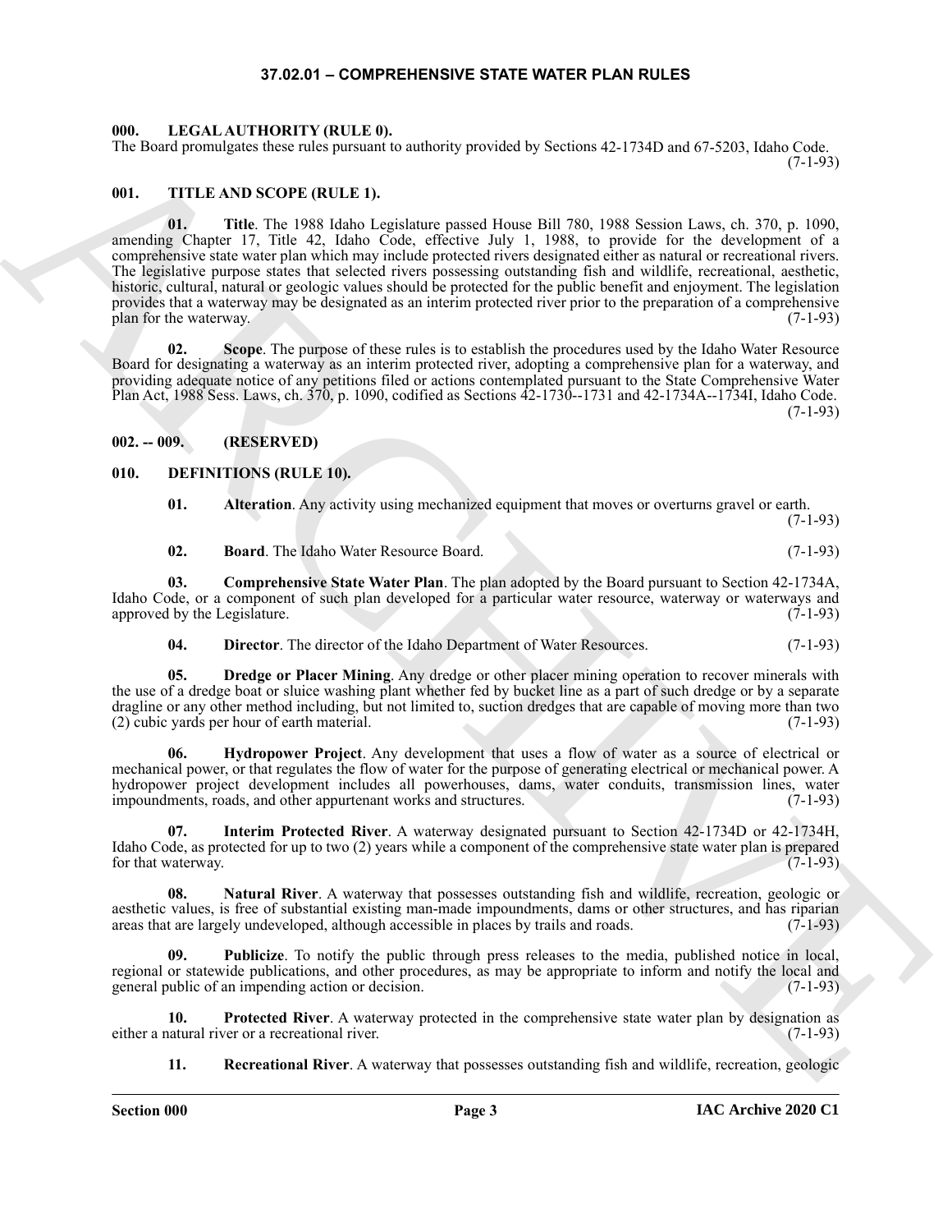# 37.02.01 – COMPREHENSIVE STATE WATER PLAN RULES

## 000. LEGAL AUTHORITY (RULE 0).

The Board promulgates these rules pursuant to authority provided by Sections 42-1734D and 67-5203, Idaho Code. (7-1-93)

## 001. TITLE AND SCOPE (RULE 1).

**01. Title**. The 1988 Idaho Legislature passed House Bill 780, 1988 Session Laws, ch. 370, p. 1090, amending Chapter 17, Title 42, Idaho Code, effective July 1, 1988, to provide for the development of a comprehensive state water plan which may include protected rivers designated either as natural or recreational rivers. The legislative purpose states that selected rivers possessing outstanding fish and wildlife, recreational, aesthetic, historic, cultural, natural or geologic values should be protected for the public benefit and enjoyment. The legislation provides that a waterway may be designated as an interim protected river prior to the preparation of a comprehensive plan for the waterway. (7-1-93)

**02. Scope**. The purpose of these rules is to establish the procedures used by the Idaho Water Resource Board for designating a waterway as an interim protected river, adopting a comprehensive plan for a waterway, and providing adequate notice of any petitions filed or actions contemplated pursuant to the State Comprehensive Water Plan Act, 1988 Sess. Laws, ch. 370, p. 1090, codified as Sections 42-1730--1731 and 42-1734A--1734I, Idaho Code. (7-1-93)

## 002. -- 009. (RESERVED)

## 010. DEFINITIONS (RULE 10).

**01. Alteration**. Any activity using mechanized equipment that moves or overturns gravel or earth. (7-1-93)

**02. Board**. The Idaho Water Resource Board. (7-1-93)

**03. Comprehensive State Water Plan**. The plan adopted by the Board pursuant to Section 42-1734A, Idaho Code, or a component of such plan developed for a particular water resource, waterway or waterways and approved by the Legislature. (7-1-93)

**04. Director**. The director of the Idaho Department of Water Resources. (7-1-93)

**05. Dredge or Placer Mining**. Any dredge or other placer mining operation to recover minerals with the use of a dredge boat or sluice washing plant whether fed by bucket line as a part of such dredge or by a separate dragline or any other method including, but not limited to, suction dredges that are capable of moving more than two (2) cubic yards per hour of earth material. (7-1-93)

**06. Hydropower Project**. Any development that uses a flow of water as a source of electrical or mechanical power, or that regulates the flow of water for the purpose of generating electrical or mechanical power. A hydropower project development includes all powerhouses, dams, water conduits, transmission lines, water impoundments, roads, and other appurtenant works and structures. (7-1-93)

**07. Interim Protected River**. A waterway designated pursuant to Section 42-1734D or 42-1734H, Idaho Code, as protected for up to two (2) years while a component of the comprehensive state water plan is prepared for that waterway. (7-1-93)

**08. Natural River**. A waterway that possesses outstanding fish and wildlife, recreation, geologic or aesthetic values, is free of substantial existing man-made impoundments, dams or other structures, and has riparian areas that are largely undeveloped, although accessible in places by trails and roads. (7-1-93)

**09. Publicize**. To notify the public through press releases to the media, published notice in local, regional or statewide publications, and other procedures, as may be appropriate to inform and notify the local and general public of an impending action or decision. (7-1-93)

**10. Protected River**. A waterway protected in the comprehensive state water plan by designation as either a natural river or a recreational river. (7-1-93)

**11. Recreational River**. A waterway that possesses outstanding fish and wildlife, recreation, geologic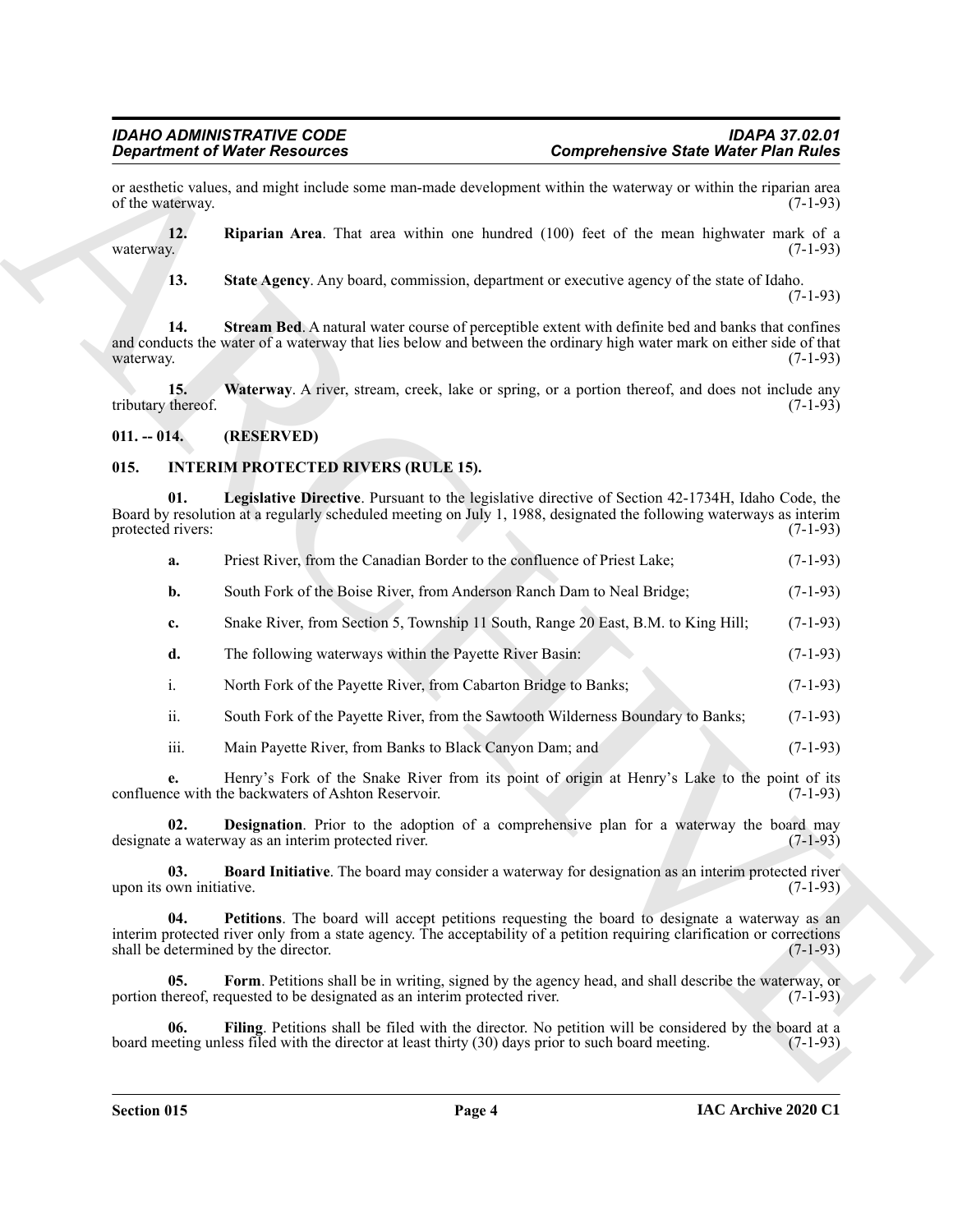or aesthetic values, and might include some man-made development within the waterway or within the riparian area of the waterway. (7-1-93)

**12. Riparian Area**. That area within one hundred (100) feet of the mean highwater mark of a waterway. (7-1-93)

**13. State Agency**. Any board, commission, department or executive agency of the state of Idaho. (7-1-93)

**14. Stream Bed**. A natural water course of perceptible extent with definite bed and banks that confines and conducts the water of a waterway that lies below and between the ordinary high water mark on either side of that waterway. (7-1-93)

**15. Waterway**. A river, stream, creek, lake or spring, or a portion thereof, and does not include any tributary thereof. (7-1-93)

### 011. -- 014. (RESERVED)

### 015. INTERIM PROTECTED RIVERS (RULE 15).

**01. Legislative Directive**. Pursuant to the legislative directive of Section 42-1734H, Idaho Code, the Board by resolution at a regularly scheduled meeting on July 1, 1988, designated the following waterways as interim protected rivers: (7-1-93)

**a.** Priest River, from the Canadian Border to the confluence of Priest Lake; (7-1-93)

**b.** South Fork of the Boise River, from Anderson Ranch Dam to Neal Bridge; (7-1-93)

**c.** Snake River, from Section 5, Township 11 South, Range 20 East, B.M. to King Hill; (7-1-93)

**d.** The following waterways within the Payette River Basin: (7-1-93)

i. North Fork of the Payette River, from Cabarton Bridge to Banks; (7-1-93)

ii. South Fork of the Payette River, from the Sawtooth Wilderness Boundary to Banks; (7-1-93)

iii. Main Payette River, from Banks to Black Canyon Dam; and (7-1-93)

**e.** Henry's Fork of the Snake River from its point of origin at Henry's Lake to the point of its confluence with the backwaters of Ashton Reservoir. (7-1-93)

**02. Designation**. Prior to the adoption of a comprehensive plan for a waterway the board may designate a waterway as an interim protected river. (7-1-93)

**03. Board Initiative**. The board may consider a waterway for designation as an interim protected river upon its own initiative. (7-1-93)

**04. Petitions**. The board will accept petitions requesting the board to designate a waterway as an interim protected river only from a state agency. The acceptability of a petition requiring clarification or corrections shall be determined by the director. (7-1-93)

**05. Form**. Petitions shall be in writing, signed by the agency head, and shall describe the waterway, or portion thereof, requested to be designated as an interim protected river. (7-1-93)

**06. Filing**. Petitions shall be filed with the director. No petition will be considered by the board at a board meeting unless filed with the director at least thirty (30) days prior to such board meeting. (7-1-93)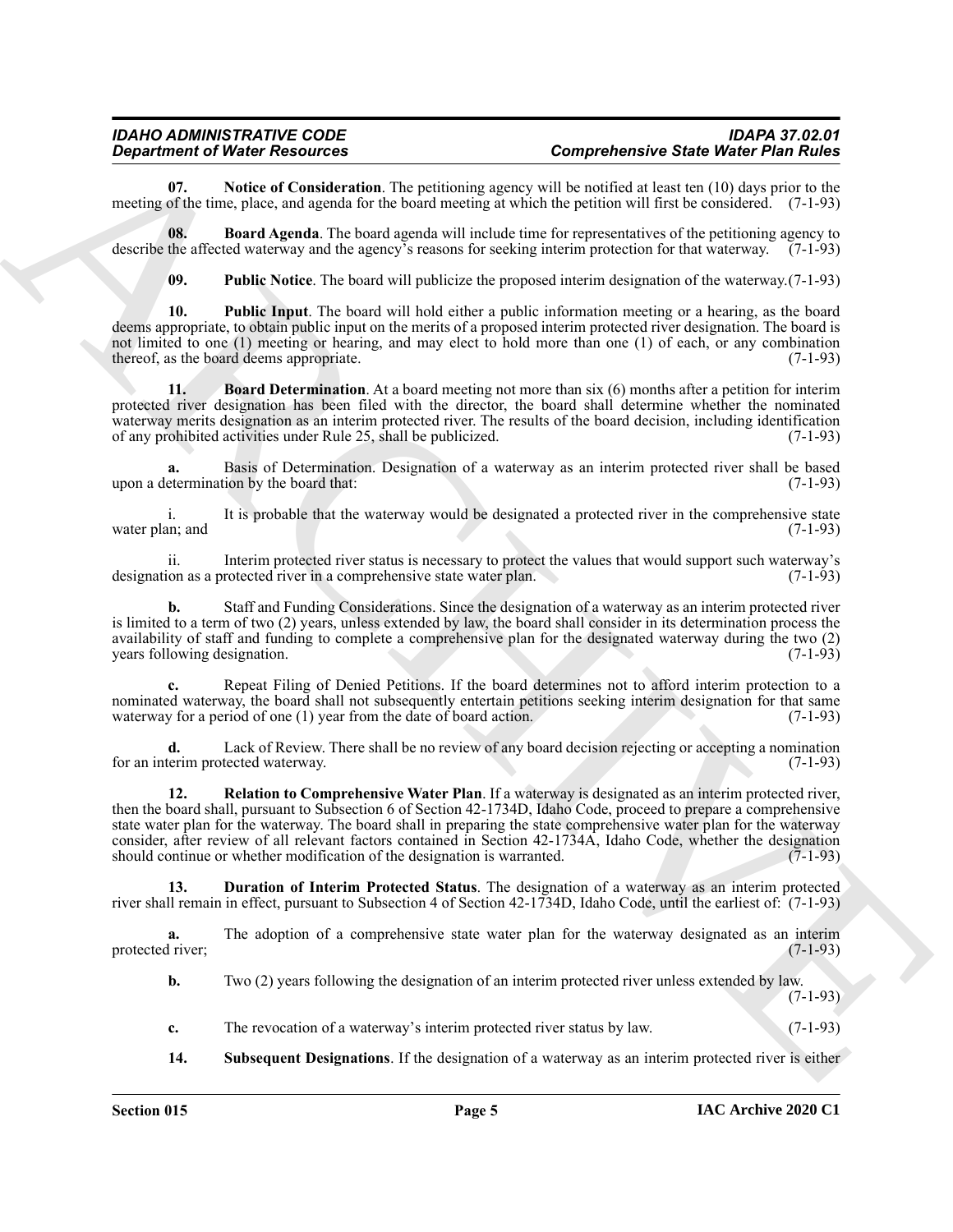**07. Notice of Consideration**. The petitioning agency will be notified at least ten (10) days prior to the meeting of the time, place, and agenda for the board meeting at which the petition will first be considered. (7-1-93)

**08. Board Agenda**. The board agenda will include time for representatives of the petitioning agency to describe the affected waterway and the agency's reasons for seeking interim protection for that waterway. (7-1-93)

**09. Public Notice**. The board will publicize the proposed interim designation of the waterway.(7-1-93)

**10. Public Input**. The board will hold either a public information meeting or a hearing, as the board deems appropriate, to obtain public input on the merits of a proposed interim protected river designation. The board is not limited to one (1) meeting or hearing, and may elect to hold more than one (1) of each, or any combination thereof, as the board deems appropriate. (7-1-93)

**11. Board Determination**. At a board meeting not more than six (6) months after a petition for interim protected river designation has been filed with the director, the board shall determine whether the nominated waterway merits designation as an interim protected river. The results of the board decision, including identification of any prohibited activities under Rule 25, shall be publicized. (7-1-93)

**a.** Basis of Determination. Designation of a waterway as an interim protected river shall be based upon a determination by the board that: (7-1-93)

i. It is probable that the waterway would be designated a protected river in the comprehensive state water plan; and (7-1-93)

ii. Interim protected river status is necessary to protect the values that would support such waterway's designation as a protected river in a comprehensive state water plan. (7-1-93)

**b.** Staff and Funding Considerations. Since the designation of a waterway as an interim protected river is limited to a term of two (2) years, unless extended by law, the board shall consider in its determination process the availability of staff and funding to complete a comprehensive plan for the designated waterway during the two (2) years following designation. (7-1-93)

**c.** Repeat Filing of Denied Petitions. If the board determines not to afford interim protection to a nominated waterway, the board shall not subsequently entertain petitions seeking interim designation for that same waterway for a period of one (1) year from the date of board action. (7-1-93)

**d.** Lack of Review. There shall be no review of any board decision rejecting or accepting a nomination for an interim protected waterway. (7-1-93)

**12. Relation to Comprehensive Water Plan**. If a waterway is designated as an interim protected river, then the board shall, pursuant to Subsection 6 of Section 42-1734D, Idaho Code, proceed to prepare a comprehensive state water plan for the waterway. The board shall in preparing the state comprehensive water plan for the waterway consider, after review of all relevant factors contained in Section 42-1734A, Idaho Code, whether the designation should continue or whether modification of the designation is warranted. (7-1-93)

**13. Duration of Interim Protected Status**. The designation of a waterway as an interim protected river shall remain in effect, pursuant to Subsection 4 of Section 42-1734D, Idaho Code, until the earliest of: (7-1-93)

**a.** The adoption of a comprehensive state water plan for the waterway designated as an interim protected river; (7-1-93)

**b.** Two (2) years following the designation of an interim protected river unless extended by law. (7-1-93)

**c.** The revocation of a waterway's interim protected river status by law. (7-1-93)

**14. Subsequent Designations**. If the designation of a waterway as an interim protected river is either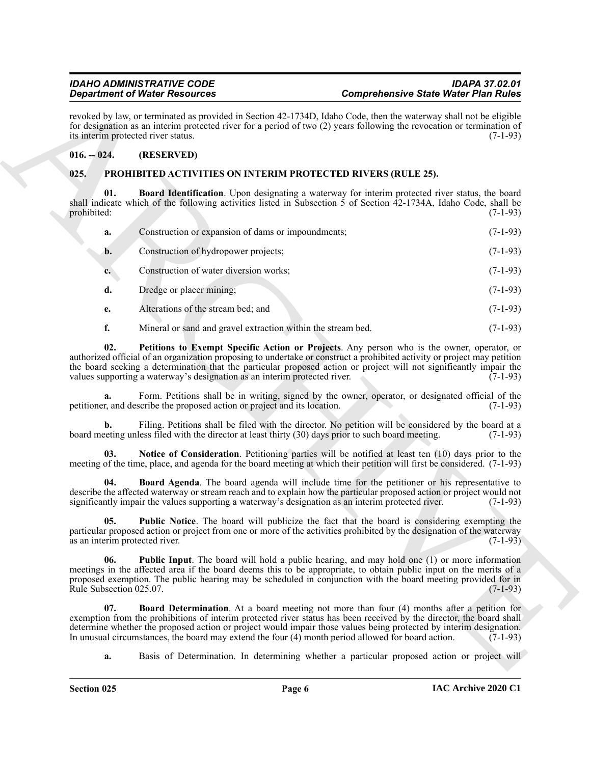revoked by law, or terminated as provided in Section 42-1734D, Idaho Code, then the waterway shall not be eligible for designation as an interim protected river for a period of two (2) years following the revocation or termination of its interim protected river status. (7-1-93)

## 016. -- 024. (RESERVED)

## 025. PROHIBITED ACTIVITIES ON INTERIM PROTECTED RIVERS (RULE 25).

**01. Board Identification**. Upon designating a waterway for interim protected river status, the board shall indicate which of the following activities listed in Subsection 5 of Section 42-1734A, Idaho Code, shall be prohibited: (7-1-93)

**a.** Construction or expansion of dams or impoundments; (7-1-93)

**b.** Construction of hydropower projects; (7-1-93)

**c.** Construction of water diversion works; (7-1-93)

**d.** Dredge or placer mining; (7-1-93)

**e.** Alterations of the stream bed; and (7-1-93)

**f.** Mineral or sand and gravel extraction within the stream bed. (7-1-93)

**02. Petitions to Exempt Specific Action or Projects**. Any person who is the owner, operator, or authorized official of an organization proposing to undertake or construct a prohibited activity or project may petition the board seeking a determination that the particular proposed action or project will not significantly impair the values supporting a waterway's designation as an interim protected river. (7-1-93)

**a.** Form. Petitions shall be in writing, signed by the owner, operator, or designated official of the petitioner, and describe the proposed action or project and its location. (7-1-93)

**b.** Filing. Petitions shall be filed with the director. No petition will be considered by the board at a board meeting unless filed with the director at least thirty (30) days prior to such board meeting. (7-1-93)

**03. Notice of Consideration**. Petitioning parties will be notified at least ten (10) days prior to the meeting of the time, place, and agenda for the board meeting at which their petition will first be considered. (7-1-93)

**04. Board Agenda**. The board agenda will include time for the petitioner or his representative to describe the affected waterway or stream reach and to explain how the particular proposed action or project would not significantly impair the values supporting a waterway's designation as an interim protected river. (7-1-93)

**05. Public Notice**. The board will publicize the fact that the board is considering exempting the particular proposed action or project from one or more of the activities prohibited by the designation of the waterway as an interim protected river. (7-1-93)

**06. Public Input**. The board will hold a public hearing, and may hold one (1) or more information meetings in the affected area if the board deems this to be appropriate, to obtain public input on the merits of a proposed exemption. The public hearing may be scheduled in conjunction with the board meeting provided for in Rule Subsection 025.07. (7-1-93)

**07. Board Determination**. At a board meeting not more than four (4) months after a petition for exemption from the prohibitions of interim protected river status has been received by the director, the board shall determine whether the proposed action or project would impair those values being protected by interim designation. In unusual circumstances, the board may extend the four (4) month period allowed for board action. (7-1-93)

**a.** Basis of Determination. In determining whether a particular proposed action or project will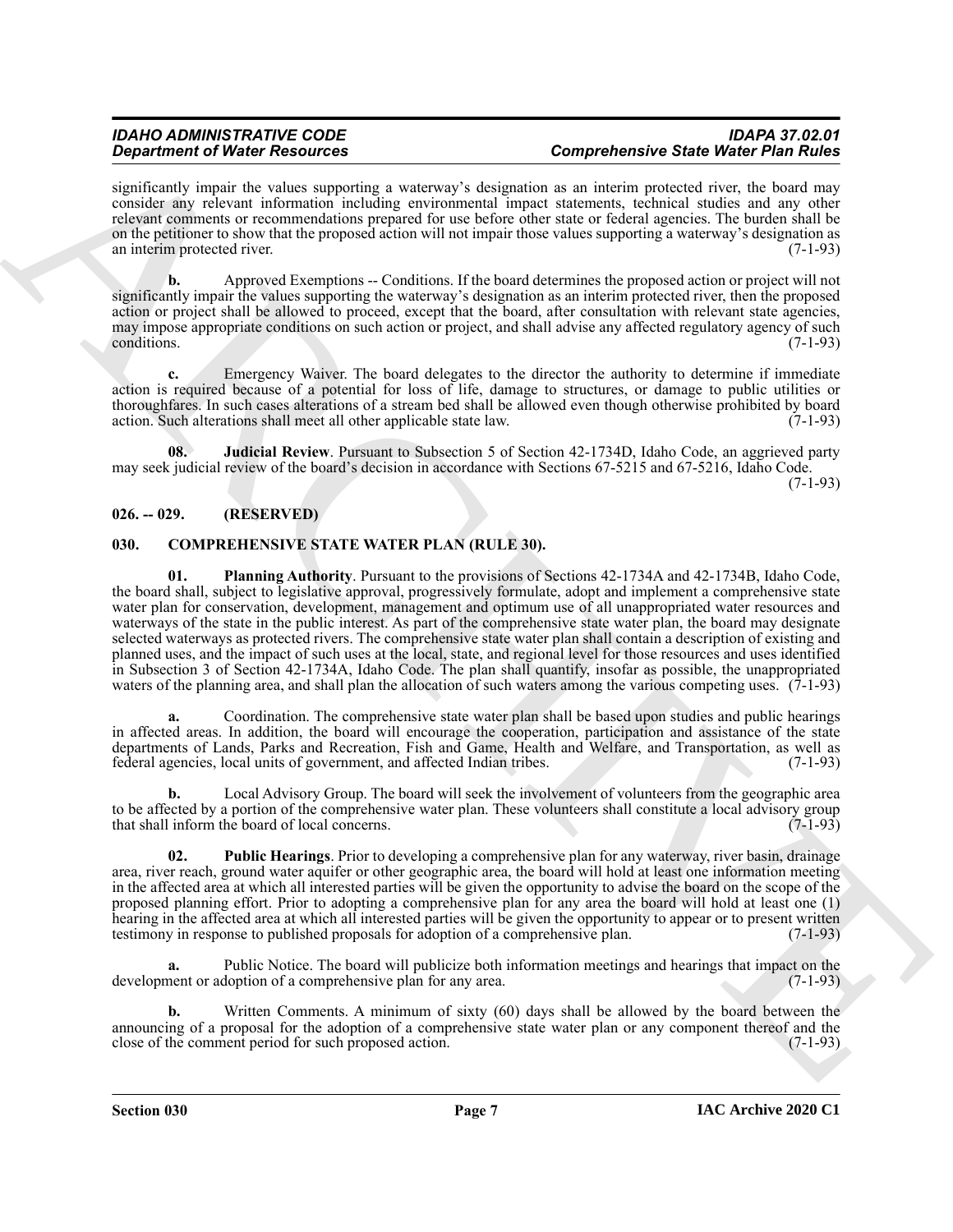significantly impair the values supporting a waterway's designation as an interim protected river, the board may consider any relevant information including environmental impact statements, technical studies and any other relevant comments or recommendations prepared for use before other state or federal agencies. The burden shall be on the petitioner to show that the proposed action will not impair those values supporting a waterway's designation as an interim protected river. (7-1-93)

**b.** Approved Exemptions -- Conditions. If the board determines the proposed action or project will not significantly impair the values supporting the waterway's designation as an interim protected river, then the proposed action or project shall be allowed to proceed, except that the board, after consultation with relevant state agencies, may impose appropriate conditions on such action or project, and shall advise any affected regulatory agency of such conditions. (7-1-93)

**c.** Emergency Waiver. The board delegates to the director the authority to determine if immediate action is required because of a potential for loss of life, damage to structures, or damage to public utilities or thoroughfares. In such cases alterations of a stream bed shall be allowed even though otherwise prohibited by board action. Such alterations shall meet all other applicable state law. (7-1-93)

**08. Judicial Review**. Pursuant to Subsection 5 of Section 42-1734D, Idaho Code, an aggrieved party may seek judicial review of the board's decision in accordance with Sections 67-5215 and 67-5216, Idaho Code. (7-1-93)

## 026. -- 029. (RESERVED)

## 030. COMPREHENSIVE STATE WATER PLAN (RULE 30).

**01. Planning Authority**. Pursuant to the provisions of Sections 42-1734A and 42-1734B, Idaho Code, the board shall, subject to legislative approval, progressively formulate, adopt and implement a comprehensive state water plan for conservation, development, management and optimum use of all unappropriated water resources and waterways of the state in the public interest. As part of the comprehensive state water plan, the board may designate selected waterways as protected rivers. The comprehensive state water plan shall contain a description of existing and planned uses, and the impact of such uses at the local, state, and regional level for those resources and uses identified in Subsection 3 of Section 42-1734A, Idaho Code. The plan shall quantify, insofar as possible, the unappropriated waters of the planning area, and shall plan the allocation of such waters among the various competing uses. (7-1-93)

**a.** Coordination. The comprehensive state water plan shall be based upon studies and public hearings in affected areas. In addition, the board will encourage the cooperation, participation and assistance of the state departments of Lands, Parks and Recreation, Fish and Game, Health and Welfare, and Transportation, as well as federal agencies, local units of government, and affected Indian tribes. (7-1-93)

**b.** Local Advisory Group. The board will seek the involvement of volunteers from the geographic area to be affected by a portion of the comprehensive water plan. These volunteers shall constitute a local advisory group that shall inform the board of local concerns. (7-1-93)

**02. Public Hearings**. Prior to developing a comprehensive plan for any waterway, river basin, drainage area, river reach, ground water aquifer or other geographic area, the board will hold at least one information meeting in the affected area at which all interested parties will be given the opportunity to advise the board on the scope of the proposed planning effort. Prior to adopting a comprehensive plan for any area the board will hold at least one (1) hearing in the affected area at which all interested parties will be given the opportunity to appear or to present written testimony in response to published proposals for adoption of a comprehensive plan. (7-1-93)

**a.** Public Notice. The board will publicize both information meetings and hearings that impact on the development or adoption of a comprehensive plan for any area. (7-1-93)

**b.** Written Comments. A minimum of sixty (60) days shall be allowed by the board between the announcing of a proposal for the adoption of a comprehensive state water plan or any component thereof and the close of the comment period for such proposed action. (7-1-93)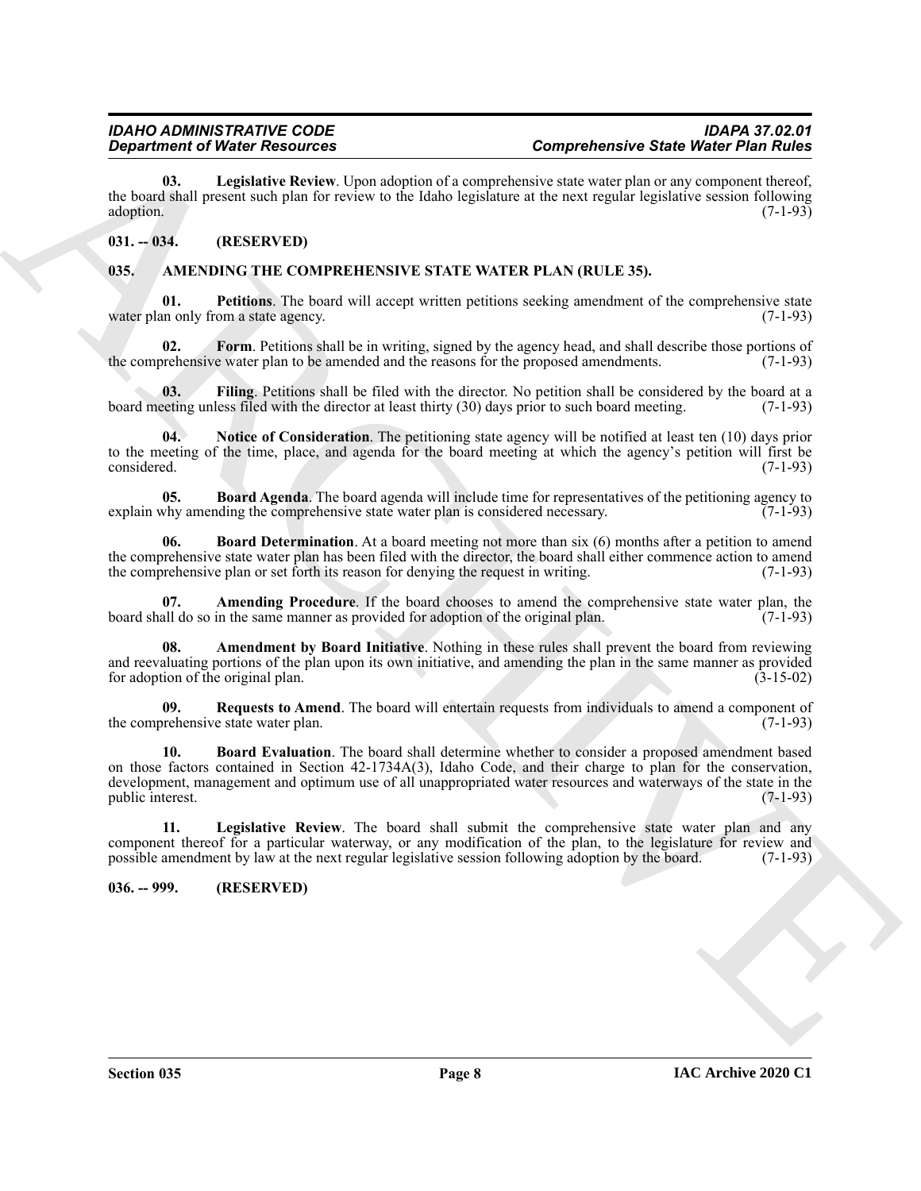**03. Legislative Review**. Upon adoption of a comprehensive state water plan or any component thereof, the board shall present such plan for review to the Idaho legislature at the next regular legislative session following adoption. (7-1-93)

## 031. -- 034. (RESERVED)

## 035. AMENDING THE COMPREHENSIVE STATE WATER PLAN (RULE 35).

**01. Petitions**. The board will accept written petitions seeking amendment of the comprehensive state water plan only from a state agency. (7-1-93)

**02. Form**. Petitions shall be in writing, signed by the agency head, and shall describe those portions of the comprehensive water plan to be amended and the reasons for the proposed amendments. (7-1-93)

**03. Filing**. Petitions shall be filed with the director. No petition shall be considered by the board at a board meeting unless filed with the director at least thirty (30) days prior to such board meeting. (7-1-93)

**04. Notice of Consideration**. The petitioning state agency will be notified at least ten (10) days prior to the meeting of the time, place, and agenda for the board meeting at which the agency's petition will first be considered. (7-1-93)

**05. Board Agenda**. The board agenda will include time for representatives of the petitioning agency to explain why amending the comprehensive state water plan is considered necessary. (7-1-93)

**06. Board Determination**. At a board meeting not more than six (6) months after a petition to amend the comprehensive state water plan has been filed with the director, the board shall either commence action to amend the comprehensive plan or set forth its reason for denying the request in writing. (7-1-93)

**07. Amending Procedure**. If the board chooses to amend the comprehensive state water plan, the board shall do so in the same manner as provided for adoption of the original plan. (7-1-93)

**08. Amendment by Board Initiative**. Nothing in these rules shall prevent the board from reviewing and reevaluating portions of the plan upon its own initiative, and amending the plan in the same manner as provided for adoption of the original plan. (3-15-02)

**09. Requests to Amend**. The board will entertain requests from individuals to amend a component of the comprehensive state water plan. (7-1-93)

**10. Board Evaluation**. The board shall determine whether to consider a proposed amendment based on those factors contained in Section 42-1734A(3), Idaho Code, and their charge to plan for the conservation, development, management and optimum use of all unappropriated water resources and waterways of the state in the public interest. (7-1-93)

**11. Legislative Review**. The board shall submit the comprehensive state water plan and any component thereof for a particular waterway, or any modification of the plan, to the legislature for review and possible amendment by law at the next regular legislative session following adoption by the board. (7-1-93)

## 036. -- 999. (RESERVED)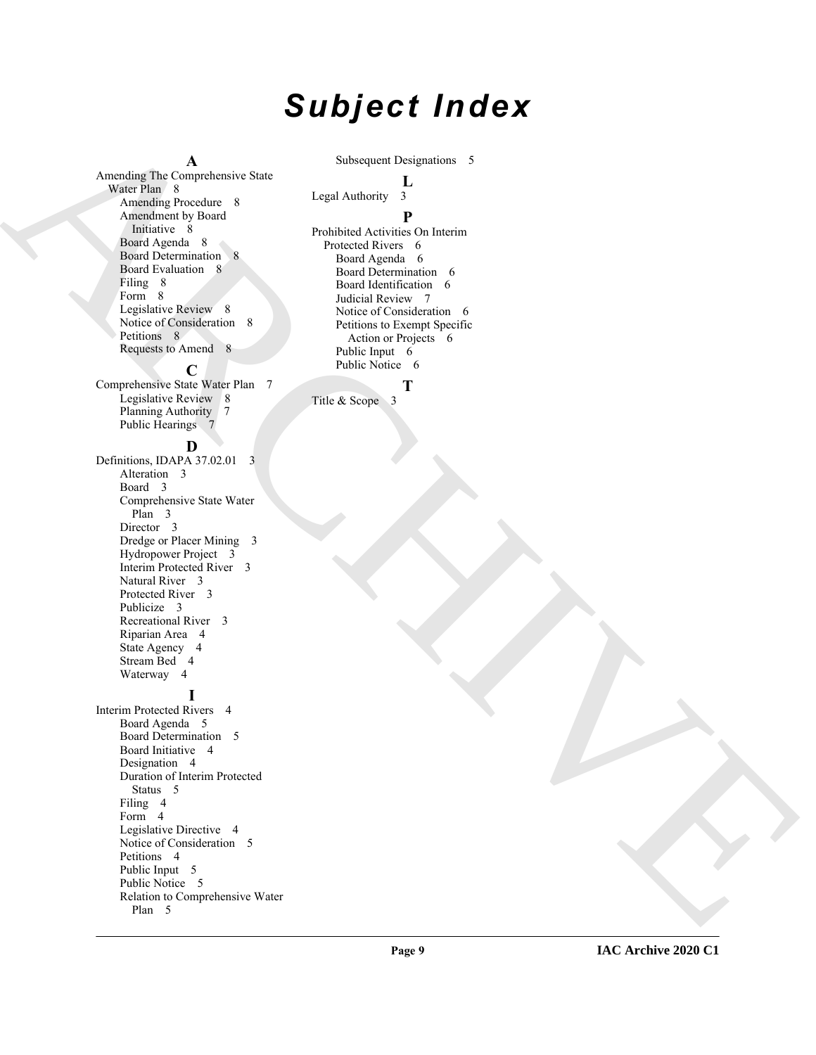# Subject Index

**A**

Amending The Comprehensive State Water Plan 8
- Amending Procedure 8
- Amendment by Board Initiative 8
- Board Agenda 8
- Board Determination 8
- Board Evaluation 8
- Filing 8
- Form 8
- Legislative Review 8
- Notice of Consideration 8
- Petitions 8
- Requests to Amend 8

**C**

Comprehensive State Water Plan 7
- Legislative Review 8
- Planning Authority 7
- Public Hearings 7

**D**

Definitions, IDAPA 37.02.01 3
- Alteration 3
- Board 3
- Comprehensive State Water Plan 3
- Director 3
- Dredge or Placer Mining 3
- Hydropower Project 3
- Interim Protected River 3
- Natural River 3
- Protected River 3
- Publicize 3
- Recreational River 3
- Riparian Area 4
- State Agency 4
- Stream Bed 4
- Waterway 4

**I**

Interim Protected Rivers 4
- Board Agenda 5
- Board Determination 5
- Board Initiative 4
- Designation 4
- Duration of Interim Protected Status 5
- Filing 4
- Form 4
- Legislative Directive 4
- Notice of Consideration 5
- Petitions 4
- Public Input 5
- Public Notice 5
- Relation to Comprehensive Water Plan 5
- Subsequent Designations 5

**L**

Legal Authority 3

**P**

Prohibited Activities On Interim Protected Rivers 6
- Board Agenda 6
- Board Determination 6
- Board Identification 6
- Judicial Review 7
- Notice of Consideration 6
- Petitions to Exempt Specific Action or Projects 6
- Public Input 6
- Public Notice 6

**T**

Title & Scope 3